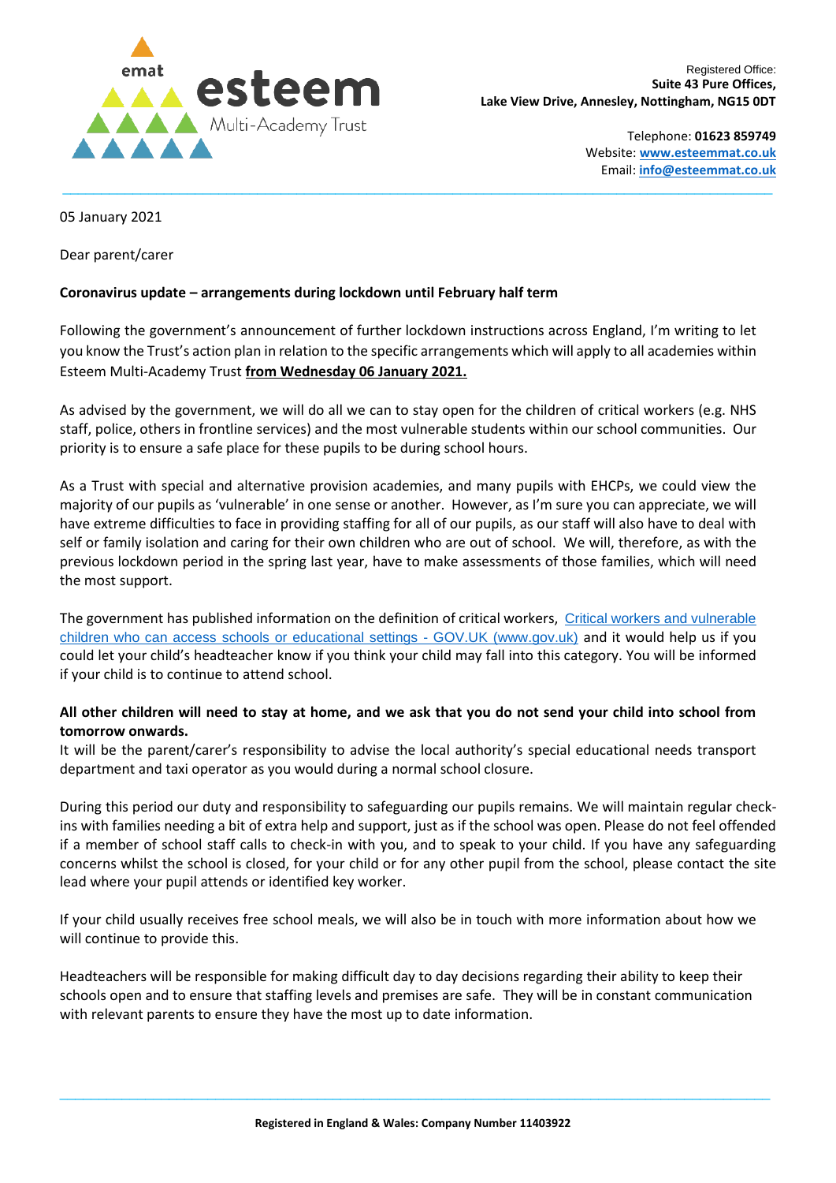Registered Office:
**Suite 43 Pure Offices,**
**Lake View Drive, Annesley, Nottingham, NG15 0DT**

Telephone: **01623 859749**
Website: **[www.esteemmat.co.uk](http://www.esteemmat.co.uk)**
Email: **[info@esteemmat.co.uk](mailto:info@esteemmat.co.uk)**

05 January 2021

Dear parent/carer

**Coronavirus update – arrangements during lockdown until February half term**

Following the government's announcement of further lockdown instructions across England, I'm writing to let you know the Trust's action plan in relation to the specific arrangements which will apply to all academies within Esteem Multi-Academy Trust **from Wednesday 06 January 2021.**

As advised by the government, we will do all we can to stay open for the children of critical workers (e.g. NHS staff, police, others in frontline services) and the most vulnerable students within our school communities. Our priority is to ensure a safe place for these pupils to be during school hours.

As a Trust with special and alternative provision academies, and many pupils with EHCPs, we could view the majority of our pupils as 'vulnerable' in one sense or another. However, as I'm sure you can appreciate, we will have extreme difficulties to face in providing staffing for all of our pupils, as our staff will also have to deal with self or family isolation and caring for their own children who are out of school. We will, therefore, as with the previous lockdown period in the spring last year, have to make assessments of those families, which will need the most support.

The government has published information on the definition of critical workers, [Critical workers and vulnerable children who can access schools or educational settings - GOV.UK (www.gov.uk)]() and it would help us if you could let your child's headteacher know if you think your child may fall into this category. You will be informed if your child is to continue to attend school.

**All other children will need to stay at home, and we ask that you do not send your child into school from tomorrow onwards.**
It will be the parent/carer's responsibility to advise the local authority's special educational needs transport department and taxi operator as you would during a normal school closure.

During this period our duty and responsibility to safeguarding our pupils remains. We will maintain regular check-ins with families needing a bit of extra help and support, just as if the school was open. Please do not feel offended if a member of school staff calls to check-in with you, and to speak to your child. If you have any safeguarding concerns whilst the school is closed, for your child or for any other pupil from the school, please contact the site lead where your pupil attends or identified key worker.

If your child usually receives free school meals, we will also be in touch with more information about how we will continue to provide this.

Headteachers will be responsible for making difficult day to day decisions regarding their ability to keep their schools open and to ensure that staffing levels and premises are safe. They will be in constant communication with relevant parents to ensure they have the most up to date information.

**Registered in England & Wales: Company Number 11403922**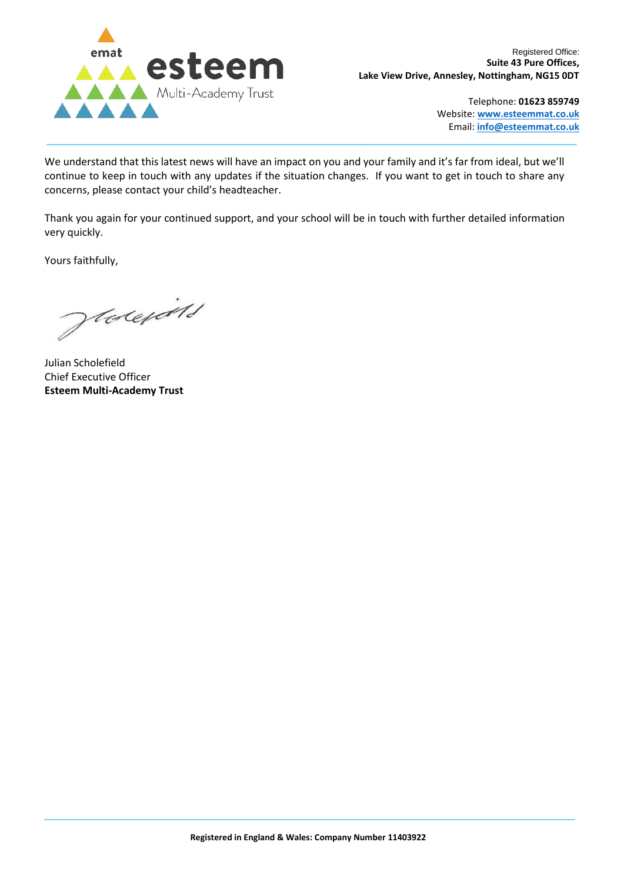We understand that this latest news will have an impact on you and your family and it's far from ideal, but we'll continue to keep in touch with any updates if the situation changes. If you want to get in touch to share any concerns, please contact your child's headteacher.

Thank you again for your continued support, and your school will be in touch with further detailed information very quickly.

Yours faithfully,

Julian Scholefield
Chief Executive Officer
**Esteem Multi-Academy Trust**